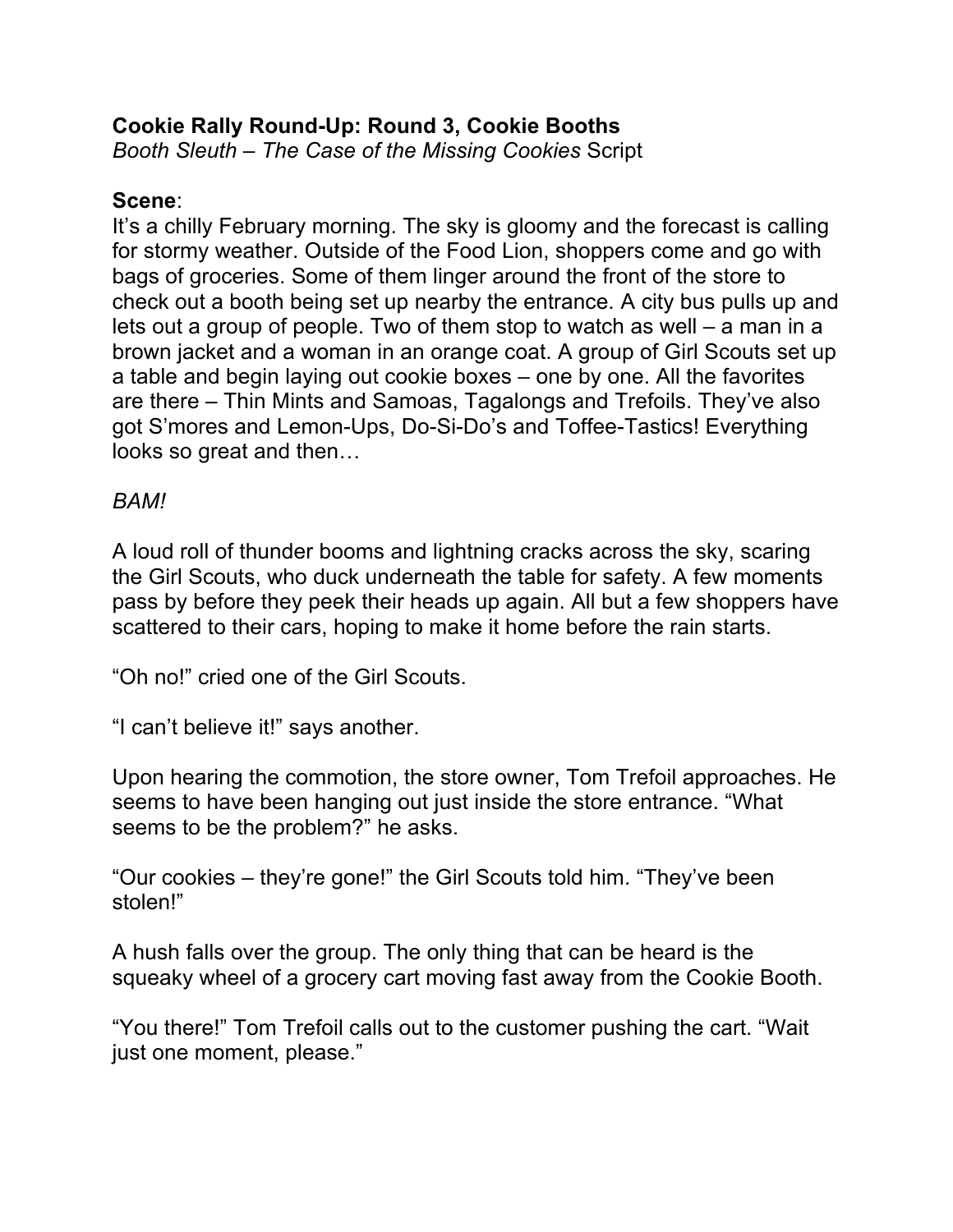**Cookie Rally Round-Up: Round 3, Cookie Booths**
*Booth Sleuth – The Case of the Missing Cookies* Script

**Scene**:
It's a chilly February morning. The sky is gloomy and the forecast is calling for stormy weather. Outside of the Food Lion, shoppers come and go with bags of groceries. Some of them linger around the front of the store to check out a booth being set up nearby the entrance. A city bus pulls up and lets out a group of people. Two of them stop to watch as well – a man in a brown jacket and a woman in an orange coat. A group of Girl Scouts set up a table and begin laying out cookie boxes – one by one. All the favorites are there – Thin Mints and Samoas, Tagalongs and Trefoils. They've also got S'mores and Lemon-Ups, Do-Si-Do's and Toffee-Tastics! Everything looks so great and then…

*BAM!*

A loud roll of thunder booms and lightning cracks across the sky, scaring the Girl Scouts, who duck underneath the table for safety. A few moments pass by before they peek their heads up again. All but a few shoppers have scattered to their cars, hoping to make it home before the rain starts.

"Oh no!" cried one of the Girl Scouts.

"I can't believe it!" says another.

Upon hearing the commotion, the store owner, Tom Trefoil approaches. He seems to have been hanging out just inside the store entrance. "What seems to be the problem?" he asks.

"Our cookies – they're gone!" the Girl Scouts told him. "They've been stolen!"

A hush falls over the group. The only thing that can be heard is the squeaky wheel of a grocery cart moving fast away from the Cookie Booth.

"You there!" Tom Trefoil calls out to the customer pushing the cart. "Wait just one moment, please."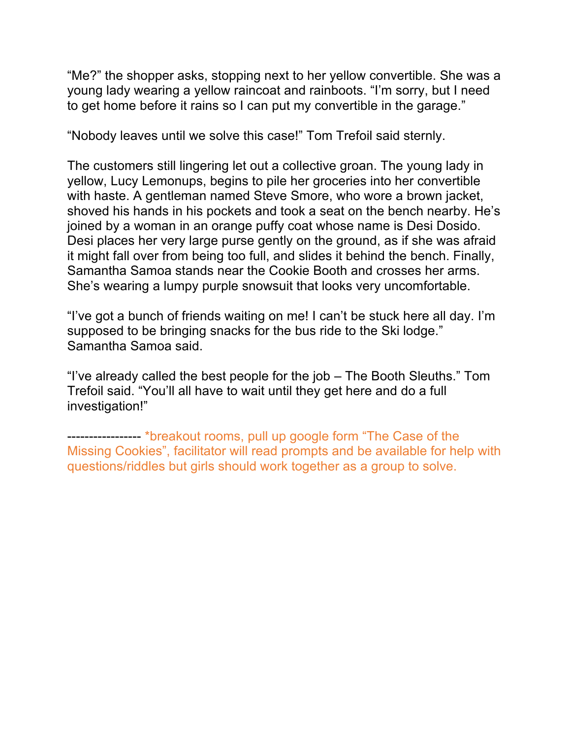“Me?” the shopper asks, stopping next to her yellow convertible. She was a young lady wearing a yellow raincoat and rainboots. “I’m sorry, but I need to get home before it rains so I can put my convertible in the garage.”

“Nobody leaves until we solve this case!” Tom Trefoil said sternly.

The customers still lingering let out a collective groan. The young lady in yellow, Lucy Lemonups, begins to pile her groceries into her convertible with haste. A gentleman named Steve Smore, who wore a brown jacket, shoved his hands in his pockets and took a seat on the bench nearby. He’s joined by a woman in an orange puffy coat whose name is Desi Dosido. Desi places her very large purse gently on the ground, as if she was afraid it might fall over from being too full, and slides it behind the bench. Finally, Samantha Samoa stands near the Cookie Booth and crosses her arms. She’s wearing a lumpy purple snowsuit that looks very uncomfortable.

“I’ve got a bunch of friends waiting on me! I can’t be stuck here all day. I’m supposed to be bringing snacks for the bus ride to the Ski lodge.” Samantha Samoa said.

“I’ve already called the best people for the job – The Booth Sleuths.” Tom Trefoil said. “You’ll all have to wait until they get here and do a full investigation!”

----------------- *breakout rooms, pull up google form “The Case of the Missing Cookies”, facilitator will read prompts and be available for help with questions/riddles but girls should work together as a group to solve.